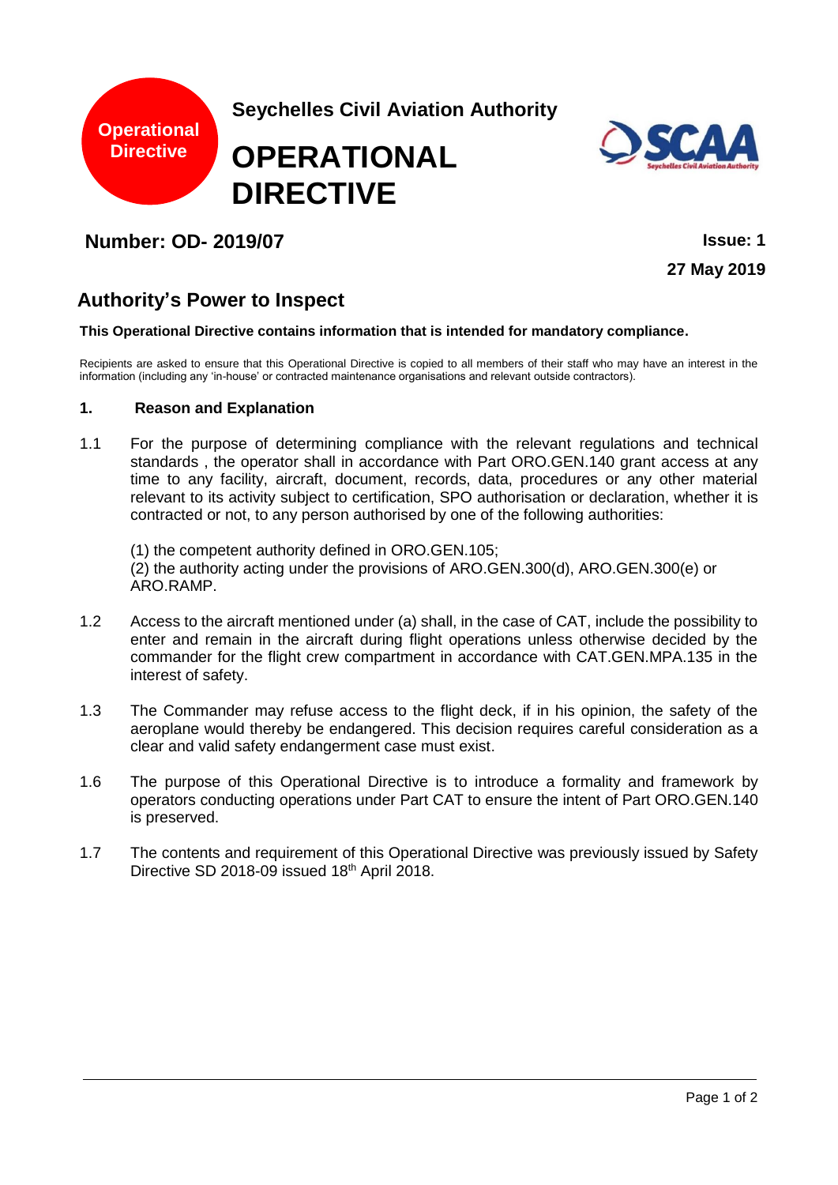Operational Directive

**Seychelles Civil Aviation Authority**

# OPERATIONAL DIRECTIVE

**Number: OD- 2019/07**

**Issue: 1**

**27 May 2019**

## Authority's Power to Inspect

**This Operational Directive contains information that is intended for mandatory compliance.**

Recipients are asked to ensure that this Operational Directive is copied to all members of their staff who may have an interest in the information (including any 'in-house' or contracted maintenance organisations and relevant outside contractors).

### 1. Reason and Explanation

1.1 For the purpose of determining compliance with the relevant regulations and technical standards , the operator shall in accordance with Part ORO.GEN.140 grant access at any time to any facility, aircraft, document, records, data, procedures or any other material relevant to its activity subject to certification, SPO authorisation or declaration, whether it is contracted or not, to any person authorised by one of the following authorities:

(1) the competent authority defined in ORO.GEN.105;
(2) the authority acting under the provisions of ARO.GEN.300(d), ARO.GEN.300(e) or ARO.RAMP.

1.2 Access to the aircraft mentioned under (a) shall, in the case of CAT, include the possibility to enter and remain in the aircraft during flight operations unless otherwise decided by the commander for the flight crew compartment in accordance with CAT.GEN.MPA.135 in the interest of safety.

1.3 The Commander may refuse access to the flight deck, if in his opinion, the safety of the aeroplane would thereby be endangered. This decision requires careful consideration as a clear and valid safety endangerment case must exist.

1.6 The purpose of this Operational Directive is to introduce a formality and framework by operators conducting operations under Part CAT to ensure the intent of Part ORO.GEN.140 is preserved.

1.7 The contents and requirement of this Operational Directive was previously issued by Safety Directive SD 2018-09 issued 18th April 2018.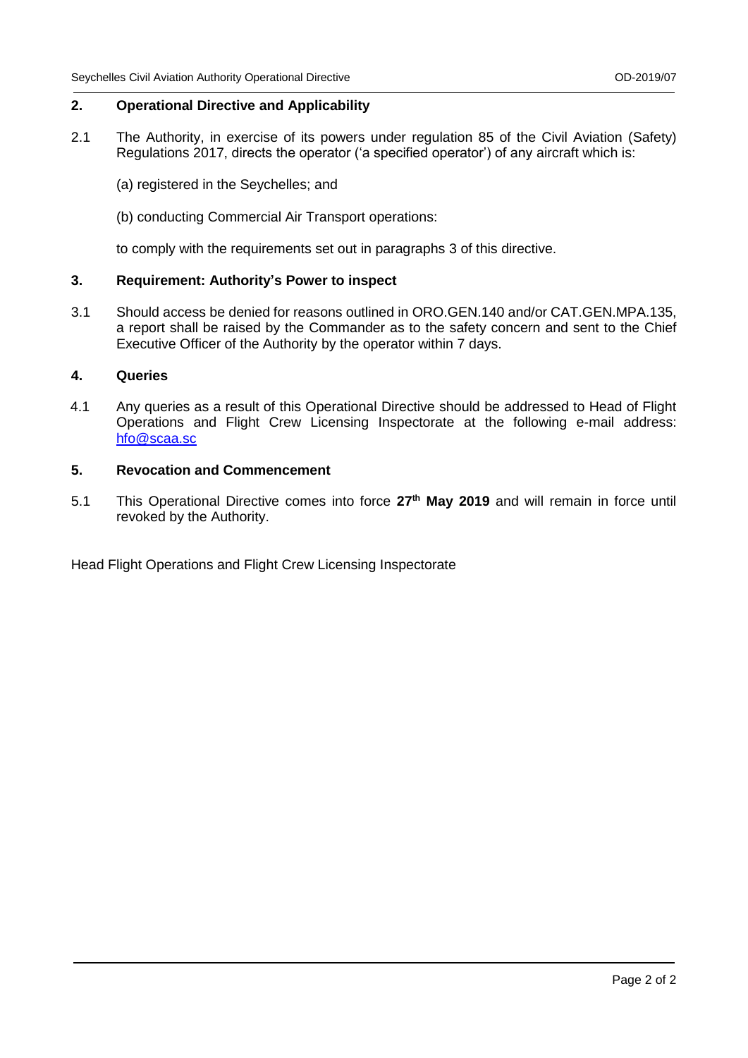## 2. Operational Directive and Applicability

2.1 The Authority, in exercise of its powers under regulation 85 of the Civil Aviation (Safety) Regulations 2017, directs the operator ('a specified operator') of any aircraft which is:

(a) registered in the Seychelles; and

(b) conducting Commercial Air Transport operations:

to comply with the requirements set out in paragraphs 3 of this directive.

## 3. Requirement: Authority's Power to inspect

3.1 Should access be denied for reasons outlined in ORO.GEN.140 and/or CAT.GEN.MPA.135, a report shall be raised by the Commander as to the safety concern and sent to the Chief Executive Officer of the Authority by the operator within 7 days.

## 4. Queries

4.1 Any queries as a result of this Operational Directive should be addressed to Head of Flight Operations and Flight Crew Licensing Inspectorate at the following e-mail address: hfo@scaa.sc

## 5. Revocation and Commencement

5.1 This Operational Directive comes into force **27th May 2019** and will remain in force until revoked by the Authority.

Head Flight Operations and Flight Crew Licensing Inspectorate